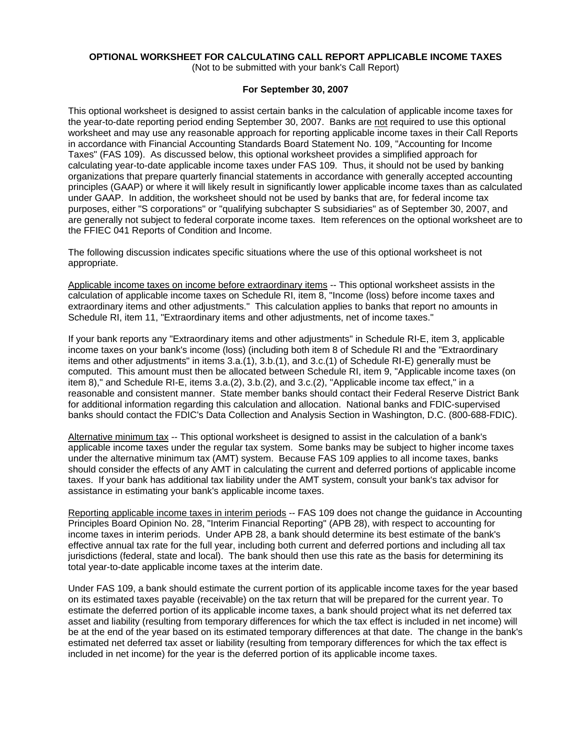**OPTIONAL WORKSHEET FOR CALCULATING CALL REPORT APPLICABLE INCOME TAXES**
(Not to be submitted with your bank's Call Report)

**For September 30, 2007**

This optional worksheet is designed to assist certain banks in the calculation of applicable income taxes for the year-to-date reporting period ending September 30, 2007. Banks are not required to use this optional worksheet and may use any reasonable approach for reporting applicable income taxes in their Call Reports in accordance with Financial Accounting Standards Board Statement No. 109, "Accounting for Income Taxes" (FAS 109). As discussed below, this optional worksheet provides a simplified approach for calculating year-to-date applicable income taxes under FAS 109. Thus, it should not be used by banking organizations that prepare quarterly financial statements in accordance with generally accepted accounting principles (GAAP) or where it will likely result in significantly lower applicable income taxes than as calculated under GAAP. In addition, the worksheet should not be used by banks that are, for federal income tax purposes, either "S corporations" or "qualifying subchapter S subsidiaries" as of September 30, 2007, and are generally not subject to federal corporate income taxes. Item references on the optional worksheet are to the FFIEC 041 Reports of Condition and Income.

The following discussion indicates specific situations where the use of this optional worksheet is not appropriate.

Applicable income taxes on income before extraordinary items -- This optional worksheet assists in the calculation of applicable income taxes on Schedule RI, item 8, "Income (loss) before income taxes and extraordinary items and other adjustments." This calculation applies to banks that report no amounts in Schedule RI, item 11, "Extraordinary items and other adjustments, net of income taxes."

If your bank reports any "Extraordinary items and other adjustments" in Schedule RI-E, item 3, applicable income taxes on your bank's income (loss) (including both item 8 of Schedule RI and the "Extraordinary items and other adjustments" in items 3.a.(1), 3.b.(1), and 3.c.(1) of Schedule RI-E) generally must be computed. This amount must then be allocated between Schedule RI, item 9, "Applicable income taxes (on item 8)," and Schedule RI-E, items 3.a.(2), 3.b.(2), and 3.c.(2), "Applicable income tax effect," in a reasonable and consistent manner. State member banks should contact their Federal Reserve District Bank for additional information regarding this calculation and allocation. National banks and FDIC-supervised banks should contact the FDIC's Data Collection and Analysis Section in Washington, D.C. (800-688-FDIC).

Alternative minimum tax -- This optional worksheet is designed to assist in the calculation of a bank's applicable income taxes under the regular tax system. Some banks may be subject to higher income taxes under the alternative minimum tax (AMT) system. Because FAS 109 applies to all income taxes, banks should consider the effects of any AMT in calculating the current and deferred portions of applicable income taxes. If your bank has additional tax liability under the AMT system, consult your bank's tax advisor for assistance in estimating your bank's applicable income taxes.

Reporting applicable income taxes in interim periods -- FAS 109 does not change the guidance in Accounting Principles Board Opinion No. 28, "Interim Financial Reporting" (APB 28), with respect to accounting for income taxes in interim periods. Under APB 28, a bank should determine its best estimate of the bank's effective annual tax rate for the full year, including both current and deferred portions and including all tax jurisdictions (federal, state and local). The bank should then use this rate as the basis for determining its total year-to-date applicable income taxes at the interim date.

Under FAS 109, a bank should estimate the current portion of its applicable income taxes for the year based on its estimated taxes payable (receivable) on the tax return that will be prepared for the current year. To estimate the deferred portion of its applicable income taxes, a bank should project what its net deferred tax asset and liability (resulting from temporary differences for which the tax effect is included in net income) will be at the end of the year based on its estimated temporary differences at that date. The change in the bank's estimated net deferred tax asset or liability (resulting from temporary differences for which the tax effect is included in net income) for the year is the deferred portion of its applicable income taxes.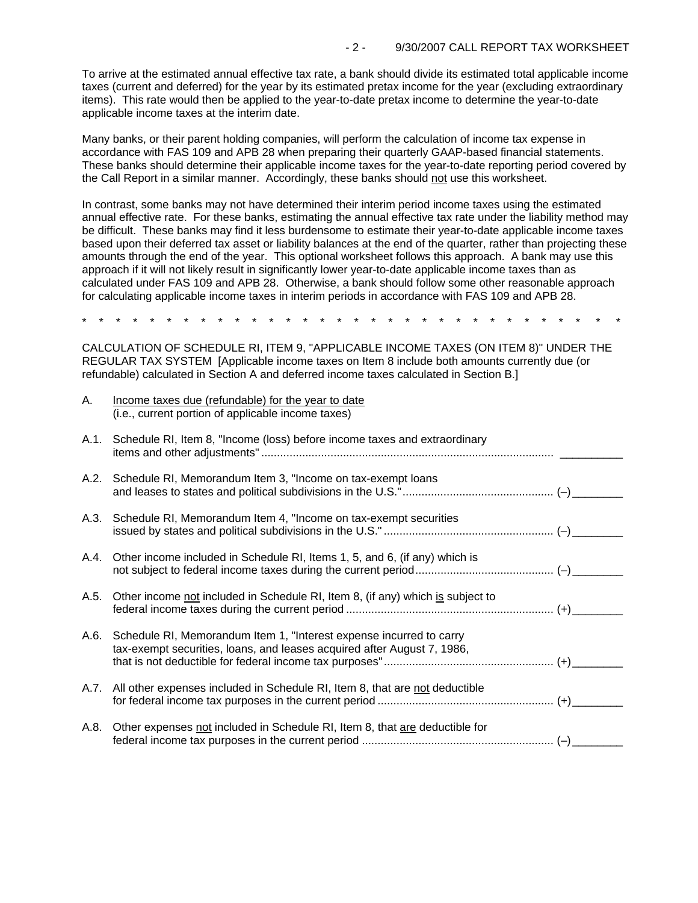To arrive at the estimated annual effective tax rate, a bank should divide its estimated total applicable income taxes (current and deferred) for the year by its estimated pretax income for the year (excluding extraordinary items). This rate would then be applied to the year-to-date pretax income to determine the year-to-date applicable income taxes at the interim date.

Many banks, or their parent holding companies, will perform the calculation of income tax expense in accordance with FAS 109 and APB 28 when preparing their quarterly GAAP-based financial statements. These banks should determine their applicable income taxes for the year-to-date reporting period covered by the Call Report in a similar manner. Accordingly, these banks should <u>not</u> use this worksheet.

In contrast, some banks may not have determined their interim period income taxes using the estimated annual effective rate. For these banks, estimating the annual effective tax rate under the liability method may be difficult. These banks may find it less burdensome to estimate their year-to-date applicable income taxes based upon their deferred tax asset or liability balances at the end of the quarter, rather than projecting these amounts through the end of the year. This optional worksheet follows this approach. A bank may use this approach if it will not likely result in significantly lower year-to-date applicable income taxes than as calculated under FAS 109 and APB 28. Otherwise, a bank should follow some other reasonable approach for calculating applicable income taxes in interim periods in accordance with FAS 109 and APB 28.

\* \* \* \* \* \* \* \* \* \* \* \* \* \* \* \* \* \* \* \* \* \* \* \* \* \* \* \* \* \* \* \* \* \* \*

CALCULATION OF SCHEDULE RI, ITEM 9, "APPLICABLE INCOME TAXES (ON ITEM 8)" UNDER THE REGULAR TAX SYSTEM [Applicable income taxes on Item 8 include both amounts currently due (or refundable) calculated in Section A and deferred income taxes calculated in Section B.]

A. <u>Income taxes due (refundable) for the year to date</u>
(i.e., current portion of applicable income taxes)

A.1. Schedule RI, Item 8, "Income (loss) before income taxes and extraordinary items and other adjustments" .......... __________

A.2. Schedule RI, Memorandum Item 3, "Income on tax-exempt loans and leases to states and political subdivisions in the U.S." .......... (–) ________

A.3. Schedule RI, Memorandum Item 4, "Income on tax-exempt securities issued by states and political subdivisions in the U.S." .......... (–) ________

A.4. Other income included in Schedule RI, Items 1, 5, and 6, (if any) which is not subject to federal income taxes during the current period .......... (–) ________

A.5. Other income <u>not</u> included in Schedule RI, Item 8, (if any) which <u>is</u> subject to federal income taxes during the current period .......... (+) ________

A.6. Schedule RI, Memorandum Item 1, "Interest expense incurred to carry tax-exempt securities, loans, and leases acquired after August 7, 1986, that is not deductible for federal income tax purposes" .......... (+) ________

A.7. All other expenses included in Schedule RI, Item 8, that are <u>not</u> deductible for federal income tax purposes in the current period .......... (+) ________

A.8. Other expenses <u>not</u> included in Schedule RI, Item 8, that <u>are</u> deductible for federal income tax purposes in the current period .......... (–) ________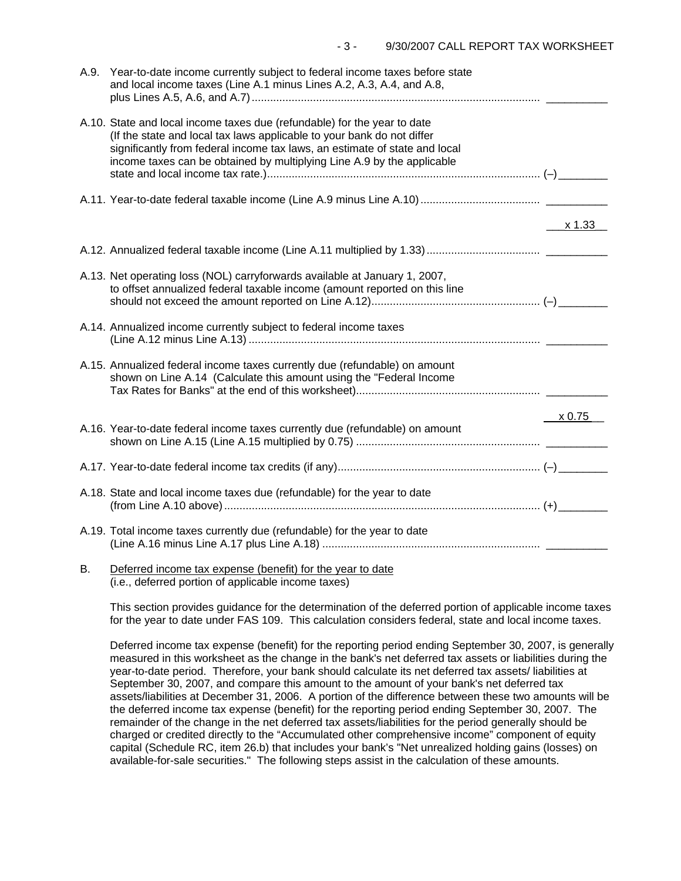A.9. Year-to-date income currently subject to federal income taxes before state and local income taxes (Line A.1 minus Lines A.2, A.3, A.4, and A.8, plus Lines A.5, A.6, and A.7) .......... __________

A.10. State and local income taxes due (refundable) for the year to date (If the state and local tax laws applicable to your bank do not differ significantly from federal income tax laws, an estimate of state and local income taxes can be obtained by multiplying Line A.9 by the applicable state and local income tax rate.) .......... (–)________

A.11. Year-to-date federal taxable income (Line A.9 minus Line A.10) .......... __________

x 1.33

A.12. Annualized federal taxable income (Line A.11 multiplied by 1.33) .......... __________

A.13. Net operating loss (NOL) carryforwards available at January 1, 2007, to offset annualized federal taxable income (amount reported on this line should not exceed the amount reported on Line A.12) .......... (–)________

A.14. Annualized income currently subject to federal income taxes (Line A.12 minus Line A.13) .......... __________

A.15. Annualized federal income taxes currently due (refundable) on amount shown on Line A.14 (Calculate this amount using the "Federal Income Tax Rates for Banks" at the end of this worksheet) .......... __________

x 0.75

A.16. Year-to-date federal income taxes currently due (refundable) on amount shown on Line A.15 (Line A.15 multiplied by 0.75) .......... __________

A.17. Year-to-date federal income tax credits (if any) .......... (–)________

A.18. State and local income taxes due (refundable) for the year to date (from Line A.10 above) .......... (+)________

A.19. Total income taxes currently due (refundable) for the year to date (Line A.16 minus Line A.17 plus Line A.18) .......... __________

B. Deferred income tax expense (benefit) for the year to date (i.e., deferred portion of applicable income taxes)

This section provides guidance for the determination of the deferred portion of applicable income taxes for the year to date under FAS 109. This calculation considers federal, state and local income taxes.

Deferred income tax expense (benefit) for the reporting period ending September 30, 2007, is generally measured in this worksheet as the change in the bank's net deferred tax assets or liabilities during the year-to-date period. Therefore, your bank should calculate its net deferred tax assets/ liabilities at September 30, 2007, and compare this amount to the amount of your bank's net deferred tax assets/liabilities at December 31, 2006. A portion of the difference between these two amounts will be the deferred income tax expense (benefit) for the reporting period ending September 30, 2007. The remainder of the change in the net deferred tax assets/liabilities for the period generally should be charged or credited directly to the "Accumulated other comprehensive income" component of equity capital (Schedule RC, item 26.b) that includes your bank's "Net unrealized holding gains (losses) on available-for-sale securities." The following steps assist in the calculation of these amounts.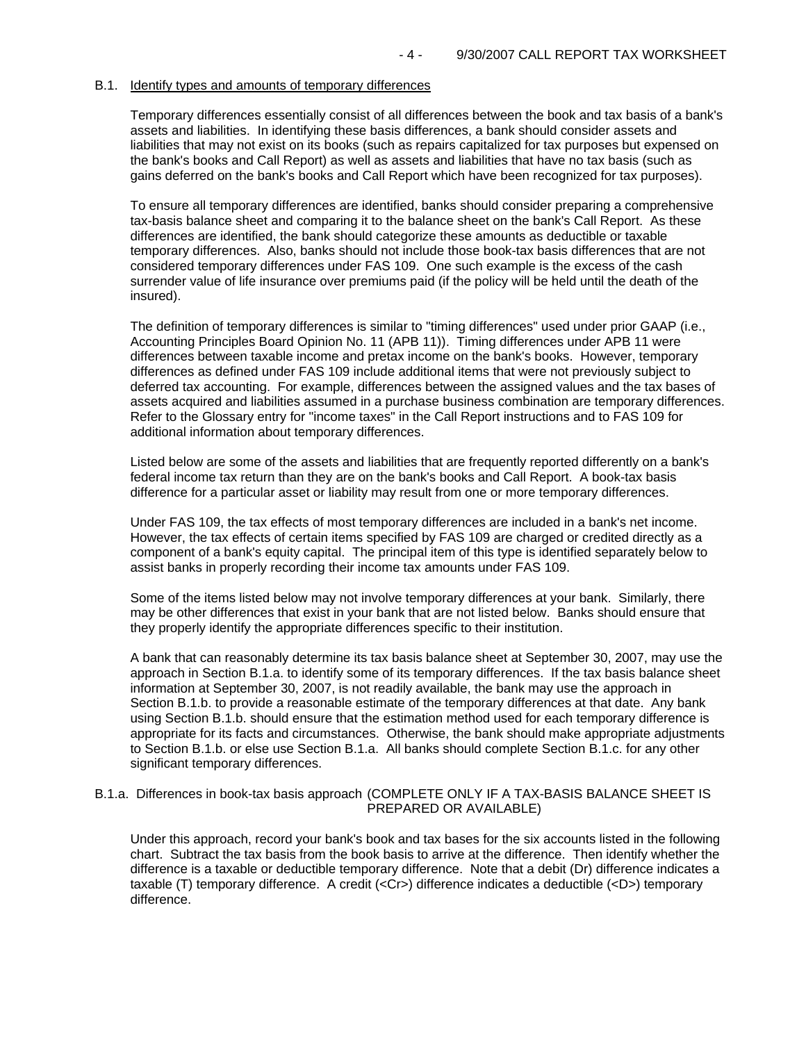### B.1. Identify types and amounts of temporary differences

Temporary differences essentially consist of all differences between the book and tax basis of a bank's assets and liabilities. In identifying these basis differences, a bank should consider assets and liabilities that may not exist on its books (such as repairs capitalized for tax purposes but expensed on the bank's books and Call Report) as well as assets and liabilities that have no tax basis (such as gains deferred on the bank's books and Call Report which have been recognized for tax purposes).

To ensure all temporary differences are identified, banks should consider preparing a comprehensive tax-basis balance sheet and comparing it to the balance sheet on the bank's Call Report. As these differences are identified, the bank should categorize these amounts as deductible or taxable temporary differences. Also, banks should not include those book-tax basis differences that are not considered temporary differences under FAS 109. One such example is the excess of the cash surrender value of life insurance over premiums paid (if the policy will be held until the death of the insured).

The definition of temporary differences is similar to "timing differences" used under prior GAAP (i.e., Accounting Principles Board Opinion No. 11 (APB 11)). Timing differences under APB 11 were differences between taxable income and pretax income on the bank's books. However, temporary differences as defined under FAS 109 include additional items that were not previously subject to deferred tax accounting. For example, differences between the assigned values and the tax bases of assets acquired and liabilities assumed in a purchase business combination are temporary differences. Refer to the Glossary entry for "income taxes" in the Call Report instructions and to FAS 109 for additional information about temporary differences.

Listed below are some of the assets and liabilities that are frequently reported differently on a bank's federal income tax return than they are on the bank's books and Call Report. A book-tax basis difference for a particular asset or liability may result from one or more temporary differences.

Under FAS 109, the tax effects of most temporary differences are included in a bank's net income. However, the tax effects of certain items specified by FAS 109 are charged or credited directly as a component of a bank's equity capital. The principal item of this type is identified separately below to assist banks in properly recording their income tax amounts under FAS 109.

Some of the items listed below may not involve temporary differences at your bank. Similarly, there may be other differences that exist in your bank that are not listed below. Banks should ensure that they properly identify the appropriate differences specific to their institution.

A bank that can reasonably determine its tax basis balance sheet at September 30, 2007, may use the approach in Section B.1.a. to identify some of its temporary differences. If the tax basis balance sheet information at September 30, 2007, is not readily available, the bank may use the approach in Section B.1.b. to provide a reasonable estimate of the temporary differences at that date. Any bank using Section B.1.b. should ensure that the estimation method used for each temporary difference is appropriate for its facts and circumstances. Otherwise, the bank should make appropriate adjustments to Section B.1.b. or else use Section B.1.a. All banks should complete Section B.1.c. for any other significant temporary differences.

### B.1.a. Differences in book-tax basis approach (COMPLETE ONLY IF A TAX-BASIS BALANCE SHEET IS PREPARED OR AVAILABLE)

Under this approach, record your bank's book and tax bases for the six accounts listed in the following chart. Subtract the tax basis from the book basis to arrive at the difference. Then identify whether the difference is a taxable or deductible temporary difference. Note that a debit (Dr) difference indicates a taxable (T) temporary difference. A credit (<Cr>) difference indicates a deductible (<D>) temporary difference.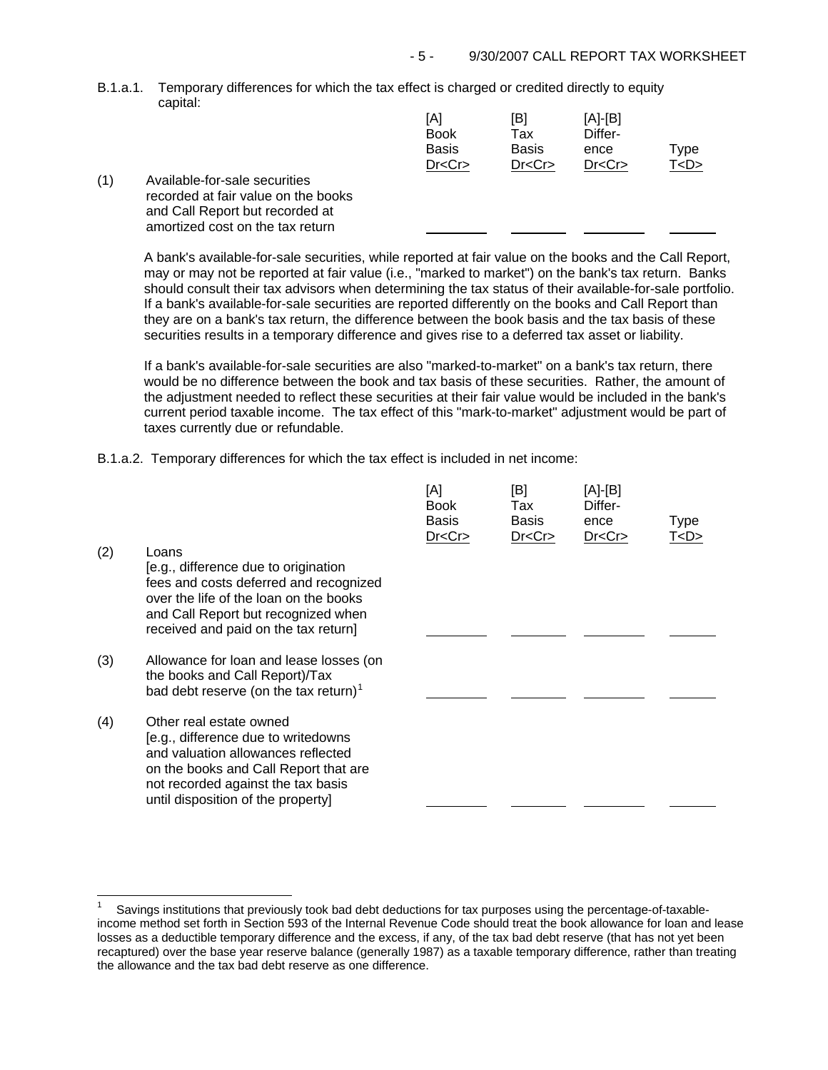B.1.a.1. Temporary differences for which the tax effect is charged or credited directly to equity capital:

| | | [A] Book Basis Dr<Cr> | [B] Tax Basis Dr<Cr> | [A]-[B] Difference Dr<Cr> | Type T<D> |
|---|---|---|---|---|---|
| (1) | Available-for-sale securities recorded at fair value on the books and Call Report but recorded at amortized cost on the tax return | ________ | ________ | ________ | ________ |

A bank's available-for-sale securities, while reported at fair value on the books and the Call Report, may or may not be reported at fair value (i.e., "marked to market") on the bank's tax return. Banks should consult their tax advisors when determining the tax status of their available-for-sale portfolio. If a bank's available-for-sale securities are reported differently on the books and Call Report than they are on a bank's tax return, the difference between the book basis and the tax basis of these securities results in a temporary difference and gives rise to a deferred tax asset or liability.

If a bank's available-for-sale securities are also "marked-to-market" on a bank's tax return, there would be no difference between the book and tax basis of these securities. Rather, the amount of the adjustment needed to reflect these securities at their fair value would be included in the bank's current period taxable income. The tax effect of this "mark-to-market" adjustment would be part of taxes currently due or refundable.

B.1.a.2. Temporary differences for which the tax effect is included in net income:

| | | [A] Book Basis Dr<Cr> | [B] Tax Basis Dr<Cr> | [A]-[B] Difference Dr<Cr> | Type T<D> |
|---|---|---|---|---|---|
| (2) | Loans [e.g., difference due to origination fees and costs deferred and recognized over the life of the loan on the books and Call Report but recognized when received and paid on the tax return] | ________ | ________ | ________ | ________ |
| (3) | Allowance for loan and lease losses (on the books and Call Report)/Tax bad debt reserve (on the tax return)[1] | ________ | ________ | ________ | ________ |
| (4) | Other real estate owned [e.g., difference due to writedowns and valuation allowances reflected on the books and Call Report that are not recorded against the tax basis until disposition of the property] | ________ | ________ | ________ | ________ |

---

[1] Savings institutions that previously took bad debt deductions for tax purposes using the percentage-of-taxable-income method set forth in Section 593 of the Internal Revenue Code should treat the book allowance for loan and lease losses as a deductible temporary difference and the excess, if any, of the tax bad debt reserve (that has not yet been recaptured) over the base year reserve balance (generally 1987) as a taxable temporary difference, rather than treating the allowance and the tax bad debt reserve as one difference.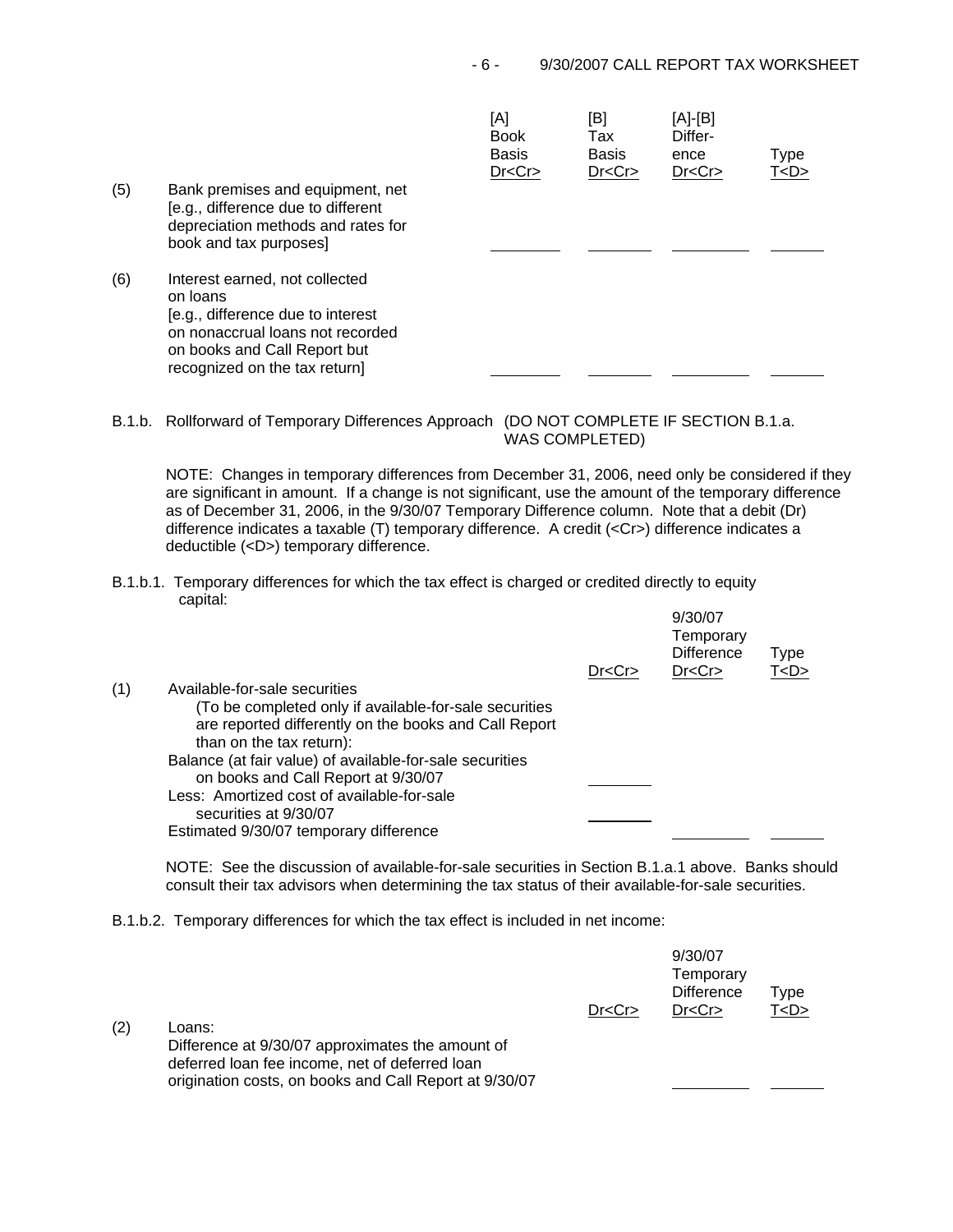| | | [A] Book Basis Dr<Cr> | [B] Tax Basis Dr<Cr> | [A]-[B] Difference Dr<Cr> | Type T<D> |
|---|---|---|---|---|---|
| (5) | Bank premises and equipment, net [e.g., difference due to different depreciation methods and rates for book and tax purposes] | ________ | ________ | ________ | ______ |
| (6) | Interest earned, not collected on loans [e.g., difference due to interest on nonaccrual loans not recorded on books and Call Report but recognized on the tax return] | ________ | ________ | ________ | ______ |

B.1.b. Rollforward of Temporary Differences Approach (DO NOT COMPLETE IF SECTION B.1.a. WAS COMPLETED)

NOTE: Changes in temporary differences from December 31, 2006, need only be considered if they are significant in amount. If a change is not significant, use the amount of the temporary difference as of December 31, 2006, in the 9/30/07 Temporary Difference column. Note that a debit (Dr) difference indicates a taxable (T) temporary difference. A credit (<Cr>) difference indicates a deductible (<D>) temporary difference.

B.1.b.1. Temporary differences for which the tax effect is charged or credited directly to equity capital:

| | | Dr<Cr> | 9/30/07 Temporary Difference Dr<Cr> | Type T<D> |
|---|---|---|---|---|
| (1) | Available-for-sale securities (To be completed only if available-for-sale securities are reported differently on the books and Call Report than on the tax return): | | | |
| | Balance (at fair value) of available-for-sale securities on books and Call Report at 9/30/07 | ________ | | |
| | Less: Amortized cost of available-for-sale securities at 9/30/07 | ________ | | |
| | Estimated 9/30/07 temporary difference | | ________ | ______ |

NOTE: See the discussion of available-for-sale securities in Section B.1.a.1 above. Banks should consult their tax advisors when determining the tax status of their available-for-sale securities.

B.1.b.2. Temporary differences for which the tax effect is included in net income:

| | | Dr<Cr> | 9/30/07 Temporary Difference Dr<Cr> | Type T<D> |
|---|---|---|---|---|
| (2) | Loans: Difference at 9/30/07 approximates the amount of deferred loan fee income, net of deferred loan origination costs, on books and Call Report at 9/30/07 | | ________ | ______ |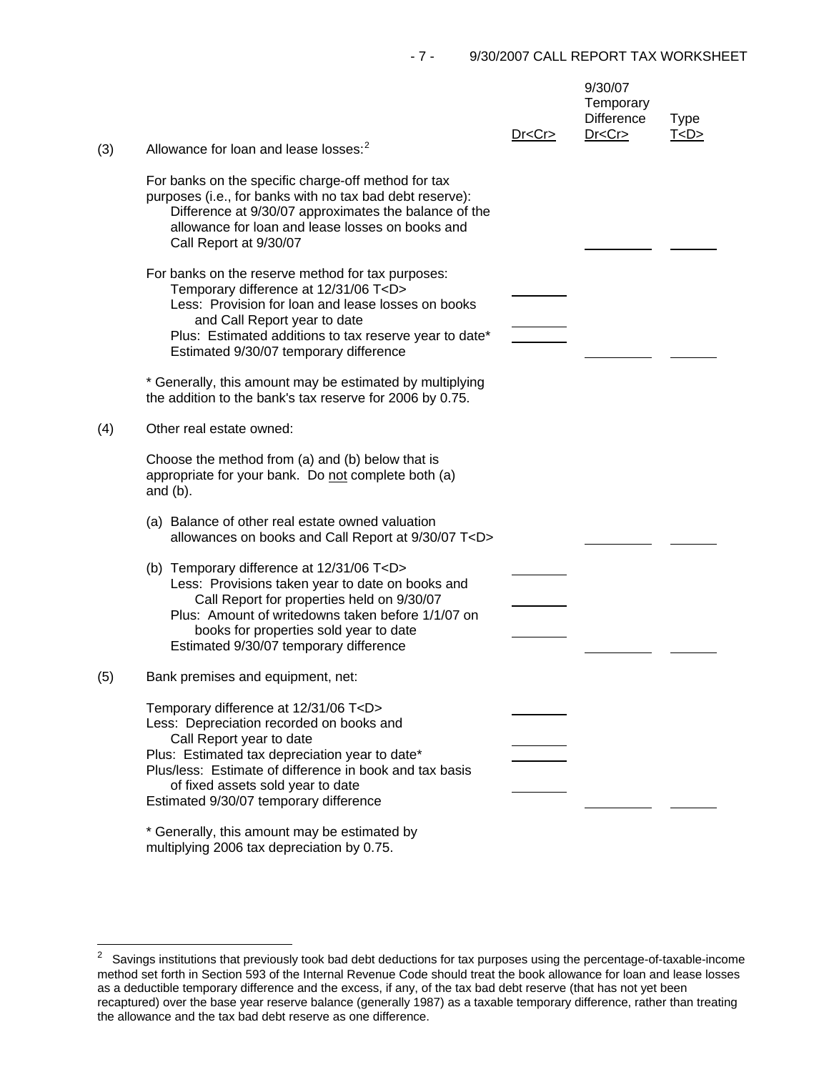| | | Dr<Cr> | 9/30/07 Temporary Difference Dr<Cr> | Type T<D> |
|---|---|---|---|---|
| (3) | Allowance for loan and lease losses:[2] | | | |
| | For banks on the specific charge-off method for tax purposes (i.e., for banks with no tax bad debt reserve): Difference at 9/30/07 approximates the balance of the allowance for loan and lease losses on books and Call Report at 9/30/07 | | ________ | ______ |
| | For banks on the reserve method for tax purposes: | | | |
| | Temporary difference at 12/31/06 T<D> | ________ | | |
| | Less: Provision for loan and lease losses on books and Call Report year to date | ________ | | |
| | Plus: Estimated additions to tax reserve year to date* | ________ | | |
| | Estimated 9/30/07 temporary difference | | ________ | ______ |
| | * Generally, this amount may be estimated by multiplying the addition to the bank's tax reserve for 2006 by 0.75. | | | |
| (4) | Other real estate owned: | | | |
| | Choose the method from (a) and (b) below that is appropriate for your bank. Do <u>not</u> complete both (a) and (b). | | | |
| | (a) Balance of other real estate owned valuation allowances on books and Call Report at 9/30/07 T<D> | | ________ | ______ |
| | (b) Temporary difference at 12/31/06 T<D> | ________ | | |
| | Less: Provisions taken year to date on books and Call Report for properties held on 9/30/07 | ________ | | |
| | Plus: Amount of writedowns taken before 1/1/07 on books for properties sold year to date | ________ | | |
| | Estimated 9/30/07 temporary difference | | ________ | ______ |
| (5) | Bank premises and equipment, net: | | | |
| | Temporary difference at 12/31/06 T<D> | ________ | | |
| | Less: Depreciation recorded on books and Call Report year to date | ________ | | |
| | Plus: Estimated tax depreciation year to date* | ________ | | |
| | Plus/less: Estimate of difference in book and tax basis of fixed assets sold year to date | ________ | | |
| | Estimated 9/30/07 temporary difference | | ________ | ______ |
| | * Generally, this amount may be estimated by multiplying 2006 tax depreciation by 0.75. | | | |

[2] Savings institutions that previously took bad debt deductions for tax purposes using the percentage-of-taxable-income method set forth in Section 593 of the Internal Revenue Code should treat the book allowance for loan and lease losses as a deductible temporary difference and the excess, if any, of the tax bad debt reserve (that has not yet been recaptured) over the base year reserve balance (generally 1987) as a taxable temporary difference, rather than treating the allowance and the tax bad debt reserve as one difference.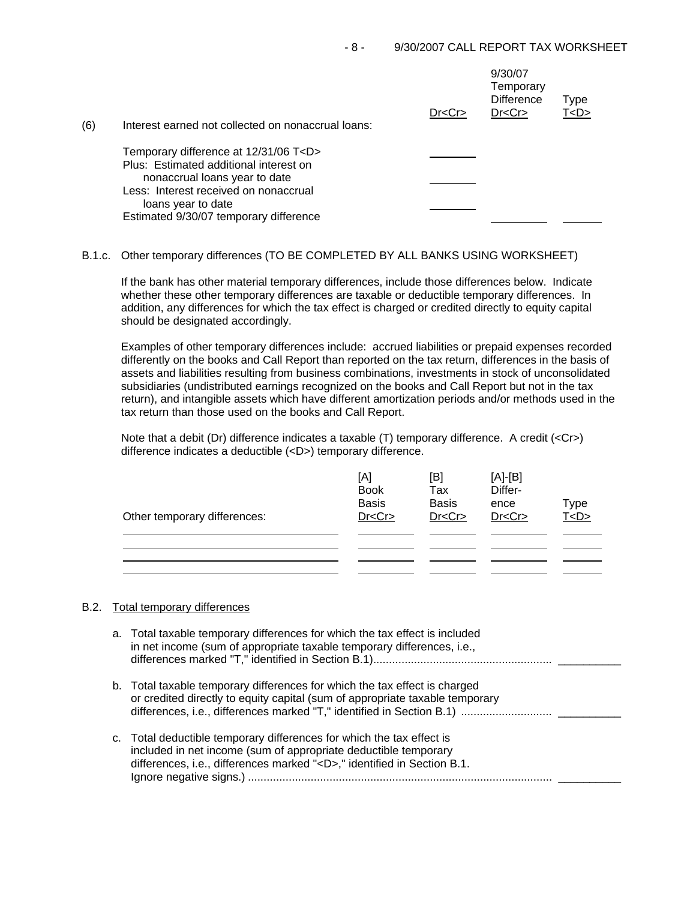| (6) Interest earned not collected on nonaccrual loans: | Dr<Cr> | 9/30/07 Temporary Difference Dr<Cr> | Type T<D> |
|---|---|---|---|
| Temporary difference at 12/31/06 T<D> | \_\_\_\_\_\_\_\_ | | |
| Plus: Estimated additional interest on nonaccrual loans year to date | \_\_\_\_\_\_\_\_ | | |
| Less: Interest received on nonaccrual loans year to date | \_\_\_\_\_\_\_\_ | | |
| Estimated 9/30/07 temporary difference | | \_\_\_\_\_\_\_\_ | \_\_\_\_\_\_ |

B.1.c. Other temporary differences (TO BE COMPLETED BY ALL BANKS USING WORKSHEET)

If the bank has other material temporary differences, include those differences below. Indicate whether these other temporary differences are taxable or deductible temporary differences. In addition, any differences for which the tax effect is charged or credited directly to equity capital should be designated accordingly.

Examples of other temporary differences include: accrued liabilities or prepaid expenses recorded differently on the books and Call Report than reported on the tax return, differences in the basis of assets and liabilities resulting from business combinations, investments in stock of unconsolidated subsidiaries (undistributed earnings recognized on the books and Call Report but not in the tax return), and intangible assets which have different amortization periods and/or methods used in the tax return than those used on the books and Call Report.

Note that a debit (Dr) difference indicates a taxable (T) temporary difference. A credit (<Cr>) difference indicates a deductible (<D>) temporary difference.

| Other temporary differences: | [A] Book Basis Dr<Cr> | [B] Tax Basis Dr<Cr> | [A]-[B] Difference Dr<Cr> | Type T<D> |
|---|---|---|---|---|
| | | | | |
| | | | | |
| | | | | |
| | | | | |

B.2. Total temporary differences

a. Total taxable temporary differences for which the tax effect is included in net income (sum of appropriate taxable temporary differences, i.e., differences marked "T," identified in Section B.1)......................................................... \_\_\_\_\_\_\_\_\_\_

b. Total taxable temporary differences for which the tax effect is charged or credited directly to equity capital (sum of appropriate taxable temporary differences, i.e., differences marked "T," identified in Section B.1) ............................ \_\_\_\_\_\_\_\_\_\_

c. Total deductible temporary differences for which the tax effect is included in net income (sum of appropriate deductible temporary differences, i.e., differences marked "<D>," identified in Section B.1. Ignore negative signs.) ................................................................................................. \_\_\_\_\_\_\_\_\_\_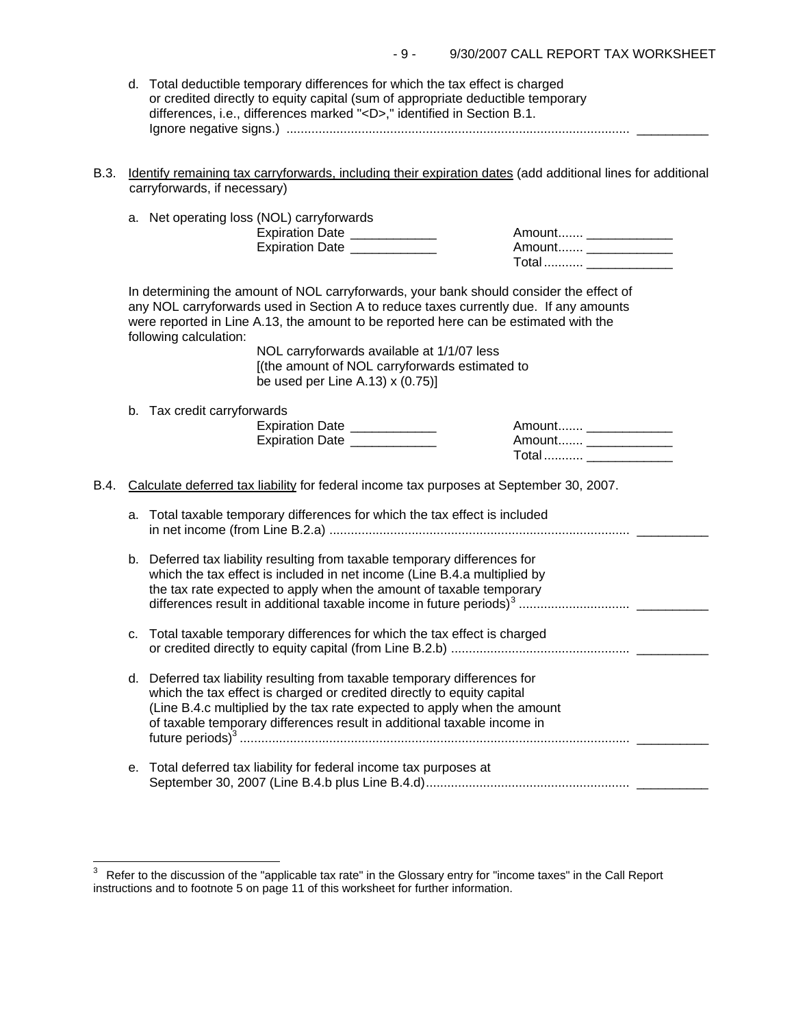d. Total deductible temporary differences for which the tax effect is charged or credited directly to equity capital (sum of appropriate deductible temporary differences, i.e., differences marked "<D>," identified in Section B.1. Ignore negative signs.) .................................................................................................. __________

B.3. Identify remaining tax carryforwards, including their expiration dates (add additional lines for additional carryforwards, if necessary)

a. Net operating loss (NOL) carryforwards

| | |
|---|---|
| Expiration Date ____________ | Amount....... ____________ |
| Expiration Date ____________ | Amount....... ____________ |
| | Total........... ____________ |

In determining the amount of NOL carryforwards, your bank should consider the effect of any NOL carryforwards used in Section A to reduce taxes currently due. If any amounts were reported in Line A.13, the amount to be reported here can be estimated with the following calculation:

NOL carryforwards available at 1/1/07 less [(the amount of NOL carryforwards estimated to be used per Line A.13) x (0.75)]

b. Tax credit carryforwards

| | |
|---|---|
| Expiration Date ____________ | Amount....... ____________ |
| Expiration Date ____________ | Amount....... ____________ |
| | Total........... ____________ |

B.4. Calculate deferred tax liability for federal income tax purposes at September 30, 2007.

a. Total taxable temporary differences for which the tax effect is included in net income (from Line B.2.a) .................................................................................... __________

b. Deferred tax liability resulting from taxable temporary differences for which the tax effect is included in net income (Line B.4.a multiplied by the tax rate expected to apply when the amount of taxable temporary differences result in additional taxable income in future periods)[3] .............................. __________

c. Total taxable temporary differences for which the tax effect is charged or credited directly to equity capital (from Line B.2.b) ................................................. __________

d. Deferred tax liability resulting from taxable temporary differences for which the tax effect is charged or credited directly to equity capital (Line B.4.c multiplied by the tax rate expected to apply when the amount of taxable temporary differences result in additional taxable income in future periods)[3] ............................................................................................................ __________

e. Total deferred tax liability for federal income tax purposes at September 30, 2007 (Line B.4.b plus Line B.4.d)......................................................... __________

---

[3] Refer to the discussion of the "applicable tax rate" in the Glossary entry for "income taxes" in the Call Report instructions and to footnote 5 on page 11 of this worksheet for further information.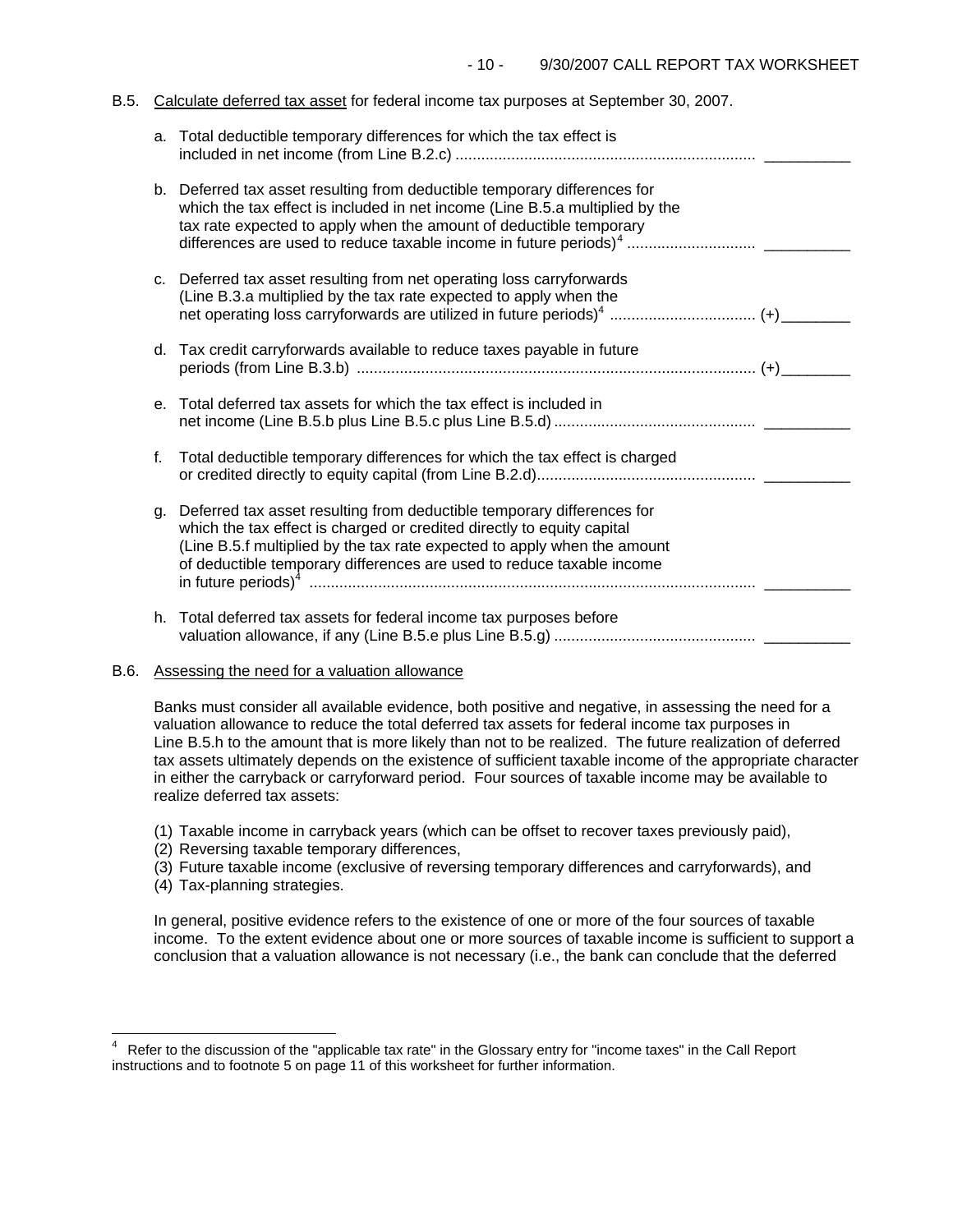B.5. Calculate deferred tax asset for federal income tax purposes at September 30, 2007.

a. Total deductible temporary differences for which the tax effect is included in net income (from Line B.2.c) ...................................................................... __________

b. Deferred tax asset resulting from deductible temporary differences for which the tax effect is included in net income (Line B.5.a multiplied by the tax rate expected to apply when the amount of deductible temporary differences are used to reduce taxable income in future periods)[4] ............................. __________

c. Deferred tax asset resulting from net operating loss carryforwards (Line B.3.a multiplied by the tax rate expected to apply when the net operating loss carryforwards are utilized in future periods)[4] ................................. (+)________

d. Tax credit carryforwards available to reduce taxes payable in future periods (from Line B.3.b) ............................................................................................ (+)________

e. Total deferred tax assets for which the tax effect is included in net income (Line B.5.b plus Line B.5.c plus Line B.5.d) ............................................... __________

f. Total deductible temporary differences for which the tax effect is charged or credited directly to equity capital (from Line B.2.d)................................................... __________

g. Deferred tax asset resulting from deductible temporary differences for which the tax effect is charged or credited directly to equity capital (Line B.5.f multiplied by the tax rate expected to apply when the amount of deductible temporary differences are used to reduce taxable income in future periods)[4] ........................................................................................................ __________

h. Total deferred tax assets for federal income tax purposes before valuation allowance, if any (Line B.5.e plus Line B.5.g) ............................................... __________

B.6. Assessing the need for a valuation allowance

Banks must consider all available evidence, both positive and negative, in assessing the need for a valuation allowance to reduce the total deferred tax assets for federal income tax purposes in Line B.5.h to the amount that is more likely than not to be realized. The future realization of deferred tax assets ultimately depends on the existence of sufficient taxable income of the appropriate character in either the carryback or carryforward period. Four sources of taxable income may be available to realize deferred tax assets:

(1) Taxable income in carryback years (which can be offset to recover taxes previously paid),
(2) Reversing taxable temporary differences,
(3) Future taxable income (exclusive of reversing temporary differences and carryforwards), and
(4) Tax-planning strategies.

In general, positive evidence refers to the existence of one or more of the four sources of taxable income. To the extent evidence about one or more sources of taxable income is sufficient to support a conclusion that a valuation allowance is not necessary (i.e., the bank can conclude that the deferred

[4] Refer to the discussion of the "applicable tax rate" in the Glossary entry for "income taxes" in the Call Report instructions and to footnote 5 on page 11 of this worksheet for further information.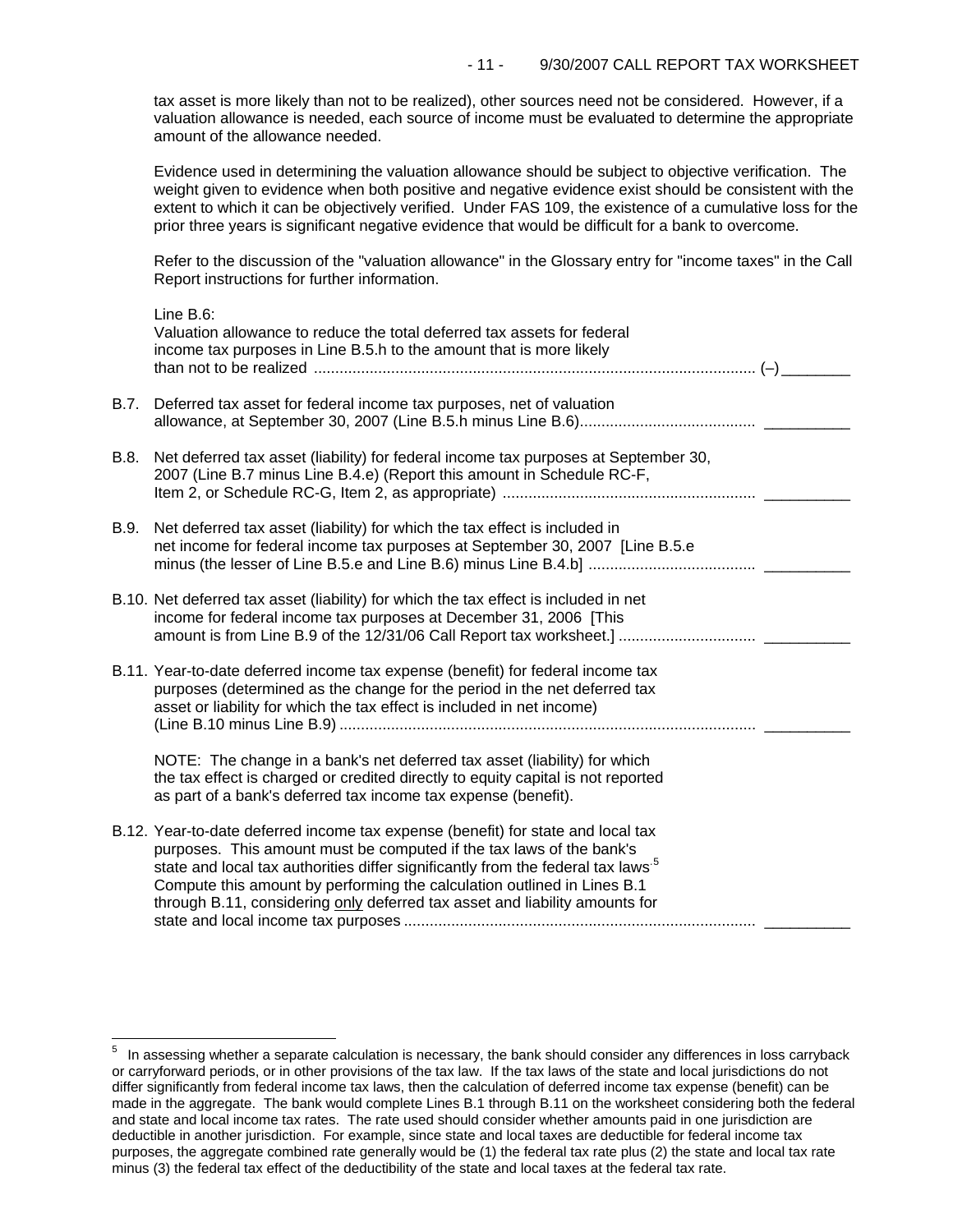tax asset is more likely than not to be realized), other sources need not be considered. However, if a valuation allowance is needed, each source of income must be evaluated to determine the appropriate amount of the allowance needed.

Evidence used in determining the valuation allowance should be subject to objective verification. The weight given to evidence when both positive and negative evidence exist should be consistent with the extent to which it can be objectively verified. Under FAS 109, the existence of a cumulative loss for the prior three years is significant negative evidence that would be difficult for a bank to overcome.

Refer to the discussion of the "valuation allowance" in the Glossary entry for "income taxes" in the Call Report instructions for further information.

Line B.6:
Valuation allowance to reduce the total deferred tax assets for federal income tax purposes in Line B.5.h to the amount that is more likely than not to be realized ........................................................................................ (–)________

B.7. Deferred tax asset for federal income tax purposes, net of valuation allowance, at September 30, 2007 (Line B.5.h minus Line B.6)......................................... __________

B.8. Net deferred tax asset (liability) for federal income tax purposes at September 30, 2007 (Line B.7 minus Line B.4.e) (Report this amount in Schedule RC-F, Item 2, or Schedule RC-G, Item 2, as appropriate) .......................................................... __________

B.9. Net deferred tax asset (liability) for which the tax effect is included in net income for federal income tax purposes at September 30, 2007 [Line B.5.e minus (the lesser of Line B.5.e and Line B.6) minus Line B.4.b] ....................................... __________

B.10. Net deferred tax asset (liability) for which the tax effect is included in net income for federal income tax purposes at December 31, 2006 [This amount is from Line B.9 of the 12/31/06 Call Report tax worksheet.] ................................ __________

B.11. Year-to-date deferred income tax expense (benefit) for federal income tax purposes (determined as the change for the period in the net deferred tax asset or liability for which the tax effect is included in net income) (Line B.10 minus Line B.9) ................................................................................................ __________

NOTE: The change in a bank's net deferred tax asset (liability) for which the tax effect is charged or credited directly to equity capital is not reported as part of a bank's deferred tax income tax expense (benefit).

B.12. Year-to-date deferred income tax expense (benefit) for state and local tax purposes. This amount must be computed if the tax laws of the bank's state and local tax authorities differ significantly from the federal tax laws.[5] Compute this amount by performing the calculation outlined in Lines B.1 through B.11, considering only deferred tax asset and liability amounts for state and local income tax purposes .................................................................................. __________

[5] In assessing whether a separate calculation is necessary, the bank should consider any differences in loss carryback or carryforward periods, or in other provisions of the tax law. If the tax laws of the state and local jurisdictions do not differ significantly from federal income tax laws, then the calculation of deferred income tax expense (benefit) can be made in the aggregate. The bank would complete Lines B.1 through B.11 on the worksheet considering both the federal and state and local income tax rates. The rate used should consider whether amounts paid in one jurisdiction are deductible in another jurisdiction. For example, since state and local taxes are deductible for federal income tax purposes, the aggregate combined rate generally would be (1) the federal tax rate plus (2) the state and local tax rate minus (3) the federal tax effect of the deductibility of the state and local taxes at the federal tax rate.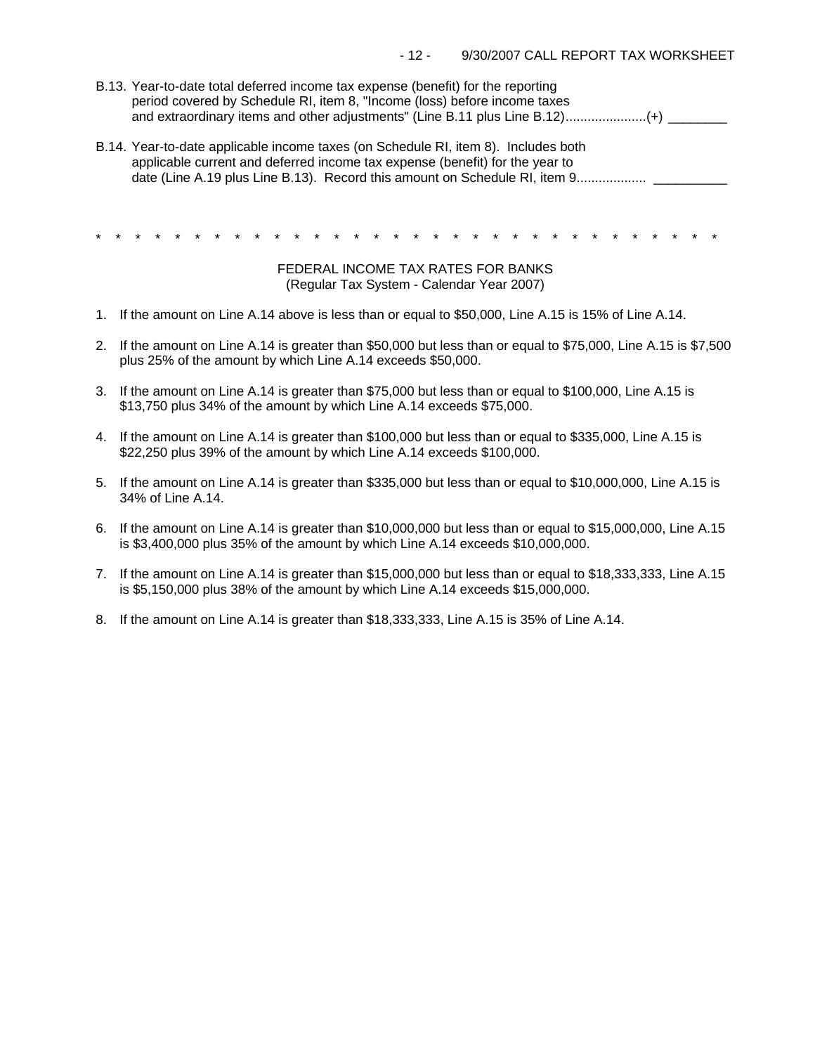B.13. Year-to-date total deferred income tax expense (benefit) for the reporting period covered by Schedule RI, item 8, "Income (loss) before income taxes and extraordinary items and other adjustments" (Line B.11 plus Line B.12)......................(+) ________

B.14. Year-to-date applicable income taxes (on Schedule RI, item 8). Includes both applicable current and deferred income tax expense (benefit) for the year to date (Line A.19 plus Line B.13). Record this amount on Schedule RI, item 9.................. __________

* * * * * * * * * * * * * * * * * * * * * * * * * * * * * * * * *

## FEDERAL INCOME TAX RATES FOR BANKS
(Regular Tax System - Calendar Year 2007)

1. If the amount on Line A.14 above is less than or equal to $50,000, Line A.15 is 15% of Line A.14.

2. If the amount on Line A.14 is greater than $50,000 but less than or equal to $75,000, Line A.15 is $7,500 plus 25% of the amount by which Line A.14 exceeds $50,000.

3. If the amount on Line A.14 is greater than $75,000 but less than or equal to $100,000, Line A.15 is $13,750 plus 34% of the amount by which Line A.14 exceeds $75,000.

4. If the amount on Line A.14 is greater than $100,000 but less than or equal to $335,000, Line A.15 is $22,250 plus 39% of the amount by which Line A.14 exceeds $100,000.

5. If the amount on Line A.14 is greater than $335,000 but less than or equal to $10,000,000, Line A.15 is 34% of Line A.14.

6. If the amount on Line A.14 is greater than $10,000,000 but less than or equal to $15,000,000, Line A.15 is $3,400,000 plus 35% of the amount by which Line A.14 exceeds $10,000,000.

7. If the amount on Line A.14 is greater than $15,000,000 but less than or equal to $18,333,333, Line A.15 is $5,150,000 plus 38% of the amount by which Line A.14 exceeds $15,000,000.

8. If the amount on Line A.14 is greater than $18,333,333, Line A.15 is 35% of Line A.14.